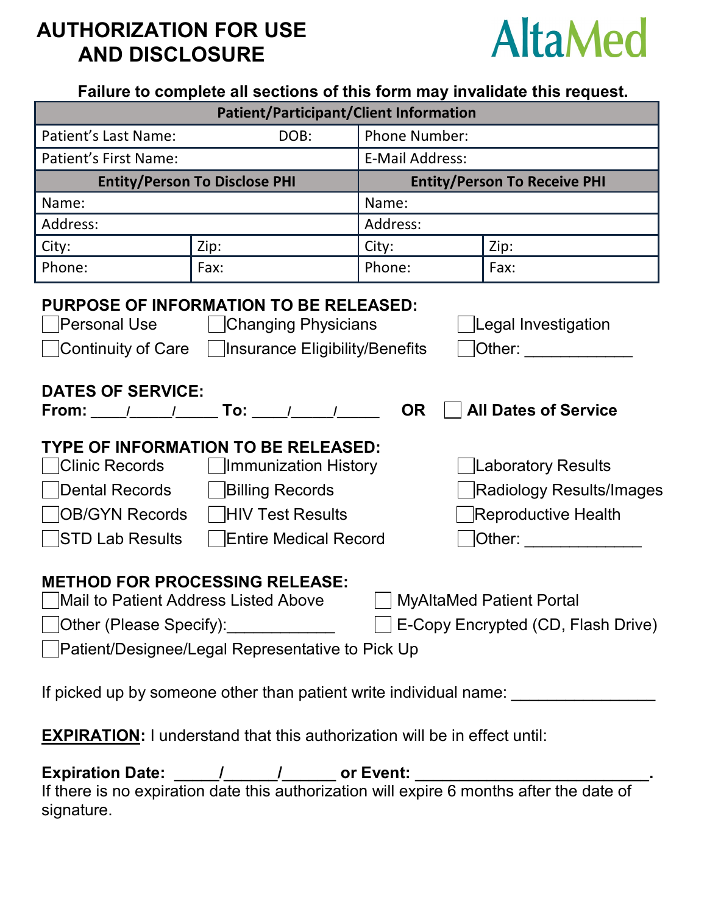# AUTHORIZATION FOR USE AND DISCLOSURE

AltaMed

**Failure to complete all sections of this form may invalidate this request.**

| **Patient/Participant/Client Information** | | | |
|---|---|---|---|
| Patient's Last Name: DOB: | | Phone Number: | |
| Patient's First Name: | | E-Mail Address: | |
| **Entity/Person To Disclose PHI** | | **Entity/Person To Receive PHI** | |
| Name: | | Name: | |
| Address: | | Address: | |
| City: | Zip: | City: | Zip: |
| Phone: | Fax: | Phone: | Fax: |

**PURPOSE OF INFORMATION TO BE RELEASED:**

- ☐ Personal Use
- ☐ Changing Physicians
- ☐ Legal Investigation
- ☐ Continuity of Care
- ☐ Insurance Eligibility/Benefits
- ☐ Other: ____________

**DATES OF SERVICE:**

**From: ____/_____/_____ To: ____/_____/_____ OR** ☐ **All Dates of Service**

**TYPE OF INFORMATION TO BE RELEASED:**

- ☐ Clinic Records
- ☐ Immunization History
- ☐ Laboratory Results
- ☐ Dental Records
- ☐ Billing Records
- ☐ Radiology Results/Images
- ☐ OB/GYN Records
- ☐ HIV Test Results
- ☐ Reproductive Health
- ☐ STD Lab Results
- ☐ Entire Medical Record
- ☐ Other: _____________

**METHOD FOR PROCESSING RELEASE:**

- ☐ Mail to Patient Address Listed Above
- ☐ MyAltaMed Patient Portal
- ☐ Other (Please Specify):____________
- ☐ E-Copy Encrypted (CD, Flash Drive)
- ☐ Patient/Designee/Legal Representative to Pick Up

If picked up by someone other than patient write individual name: ________________

**EXPIRATION:** I understand that this authorization will be in effect until:

**Expiration Date: _____/______/______ or Event: __________________________.**
If there is no expiration date this authorization will expire 6 months after the date of signature.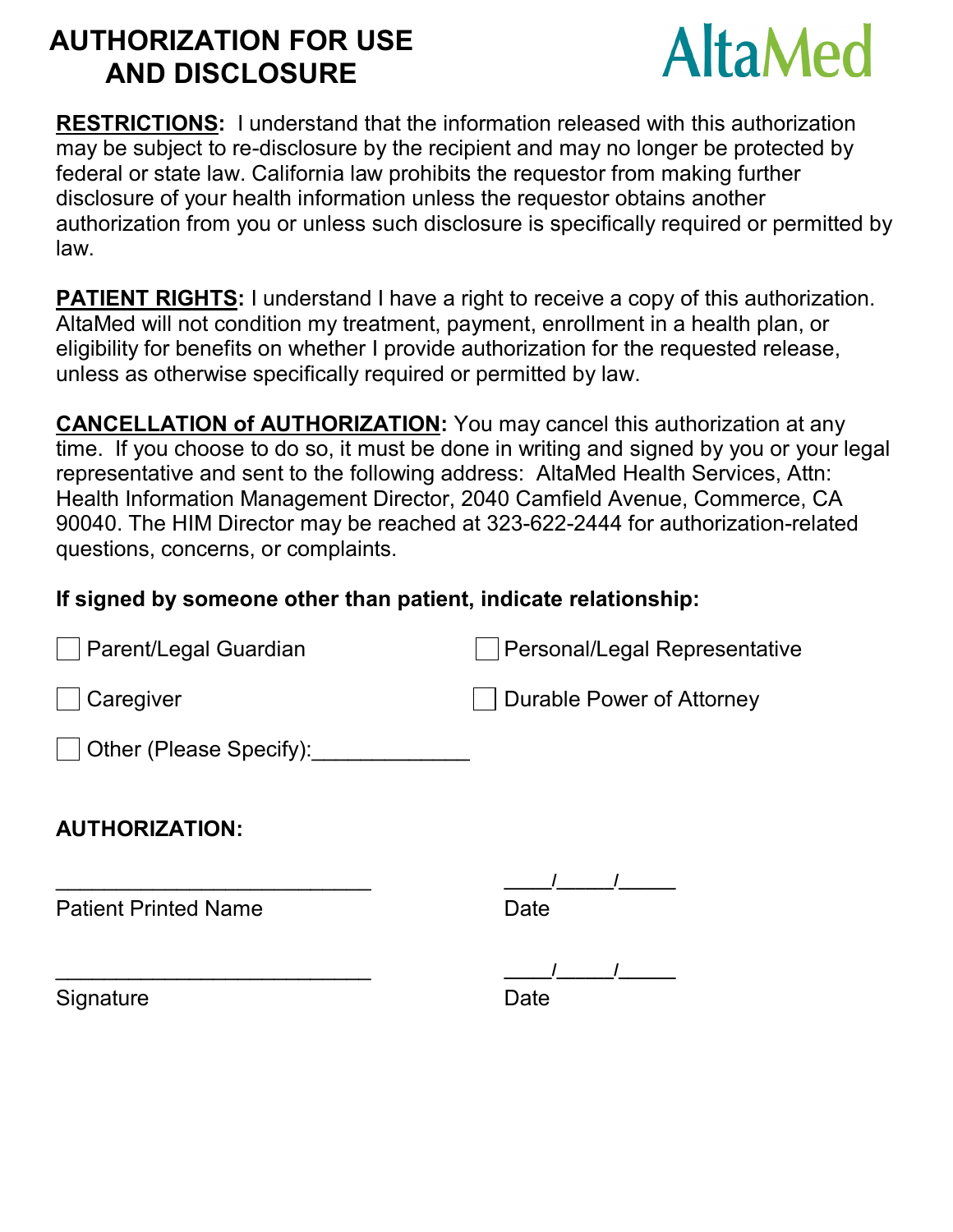# AUTHORIZATION FOR USE AND DISCLOSURE

AltaMed

**RESTRICTIONS:** I understand that the information released with this authorization may be subject to re-disclosure by the recipient and may no longer be protected by federal or state law. California law prohibits the requestor from making further disclosure of your health information unless the requestor obtains another authorization from you or unless such disclosure is specifically required or permitted by law.

**PATIENT RIGHTS:** I understand I have a right to receive a copy of this authorization. AltaMed will not condition my treatment, payment, enrollment in a health plan, or eligibility for benefits on whether I provide authorization for the requested release, unless as otherwise specifically required or permitted by law.

**CANCELLATION of AUTHORIZATION:** You may cancel this authorization at any time. If you choose to do so, it must be done in writing and signed by you or your legal representative and sent to the following address: AltaMed Health Services, Attn: Health Information Management Director, 2040 Camfield Avenue, Commerce, CA 90040. The HIM Director may be reached at 323-622-2444 for authorization-related questions, concerns, or complaints.

**If signed by someone other than patient, indicate relationship:**

☐ Parent/Legal Guardian ☐ Personal/Legal Representative

☐ Caregiver ☐ Durable Power of Attorney

☐ Other (Please Specify):_____________

**AUTHORIZATION:**

__________________________ ____/_____/_____

Patient Printed Name Date

__________________________ ____/_____/_____

Signature Date